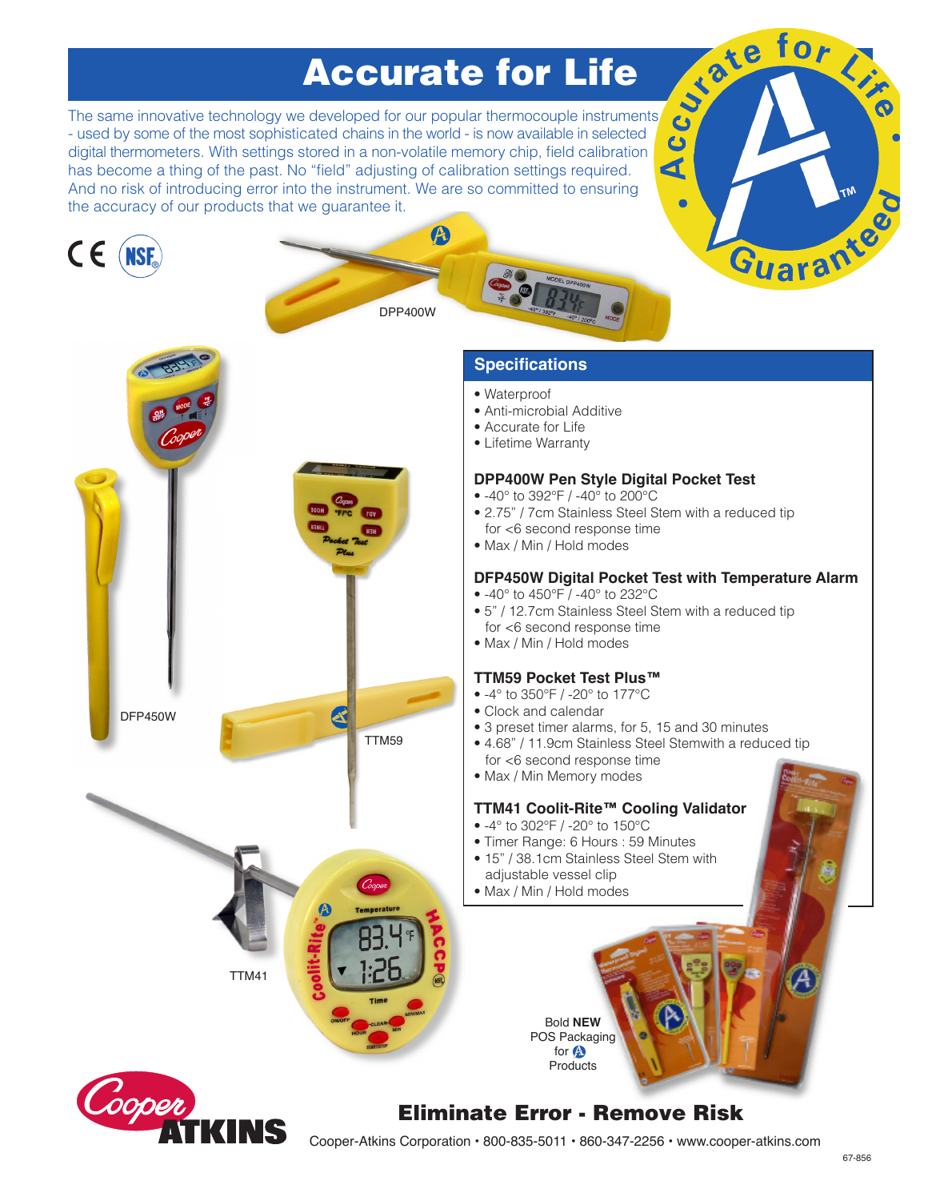# Accurate for Life

The same innovative technology we developed for our popular thermocouple instruments - used by some of the most sophisticated chains in the world - is now available in selected digital thermometers. With settings stored in a non-volatile memory chip, field calibration has become a thing of the past. No "field" adjusting of calibration settings required. And no risk of introducing error into the instrument. We are so committed to ensuring the accuracy of our products that we guarantee it.

Accurate for Life • Guaranteed

DPP400W

DFP450W

TTM59

TTM41

## Specifications

- Waterproof
- Anti-microbial Additive
- Accurate for Life
- Lifetime Warranty

### DPP400W Pen Style Digital Pocket Test

- -40° to 392°F / -40° to 200°C
- 2.75" / 7cm Stainless Steel Stem with a reduced tip for <6 second response time
- Max / Min / Hold modes

### DFP450W Digital Pocket Test with Temperature Alarm

- -40° to 450°F / -40° to 232°C
- 5" / 12.7cm Stainless Steel Stem with a reduced tip for <6 second response time
- Max / Min / Hold modes

### TTM59 Pocket Test Plus™

- -4° to 350°F / -20° to 177°C
- Clock and calendar
- 3 preset timer alarms, for 5, 15 and 30 minutes
- 4.68" / 11.9cm Stainless Steel Stemwith a reduced tip for <6 second response time
- Max / Min Memory modes

### TTM41 Coolit-Rite™ Cooling Validator

- -4° to 302°F / -20° to 150°C
- Timer Range: 6 Hours : 59 Minutes
- 15" / 38.1cm Stainless Steel Stem with adjustable vessel clip
- Max / Min / Hold modes

Bold **NEW** POS Packaging for Products

## Eliminate Error - Remove Risk

Cooper-Atkins Corporation • 800-835-5011 • 860-347-2256 • www.cooper-atkins.com

67-856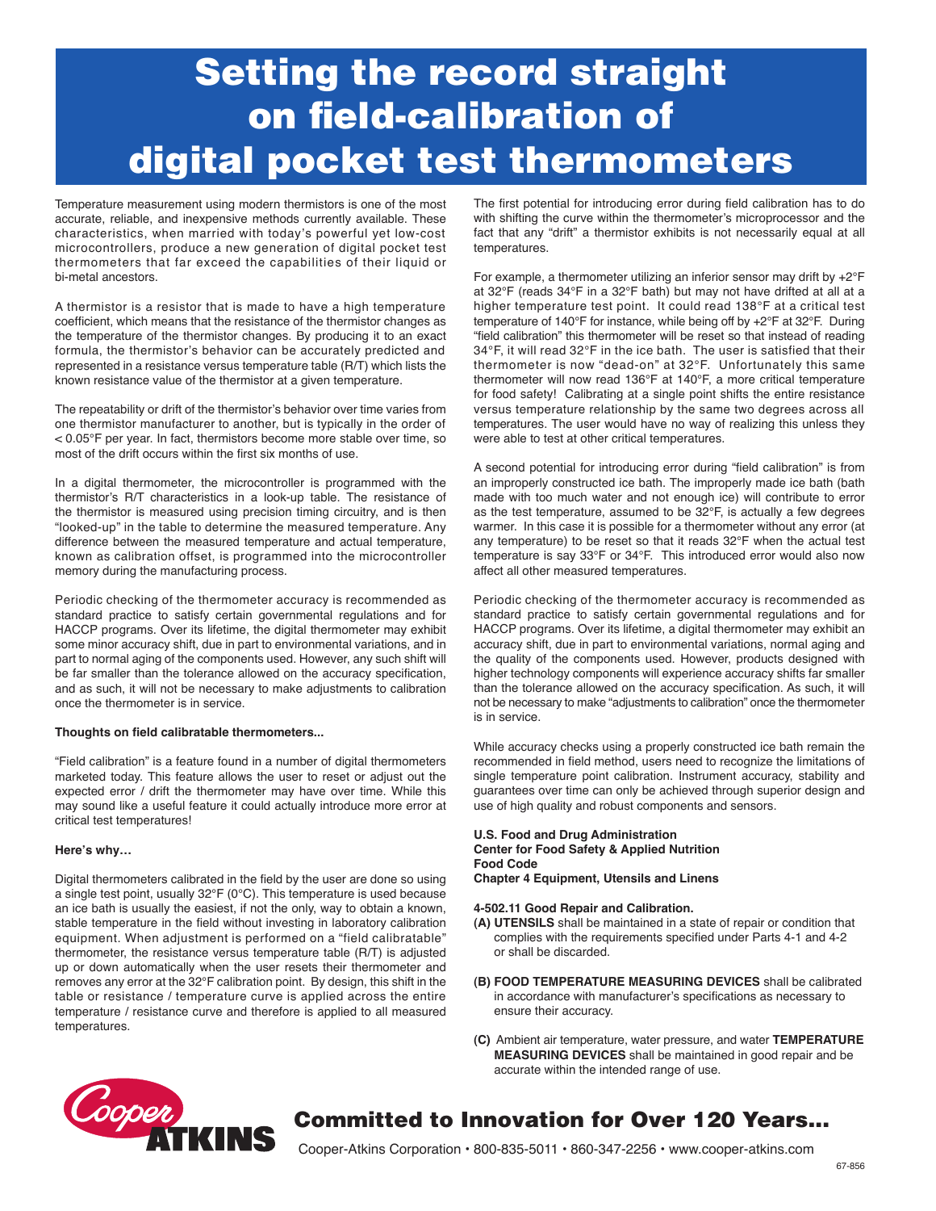# Setting the record straight on field-calibration of digital pocket test thermometers

Temperature measurement using modern thermistors is one of the most accurate, reliable, and inexpensive methods currently available. These characteristics, when married with today's powerful yet low-cost microcontrollers, produce a new generation of digital pocket test thermometers that far exceed the capabilities of their liquid or bi-metal ancestors.

A thermistor is a resistor that is made to have a high temperature coefficient, which means that the resistance of the thermistor changes as the temperature of the thermistor changes. By producing it to an exact formula, the thermistor's behavior can be accurately predicted and represented in a resistance versus temperature table (R/T) which lists the known resistance value of the thermistor at a given temperature.

The repeatability or drift of the thermistor's behavior over time varies from one thermistor manufacturer to another, but is typically in the order of < 0.05°F per year. In fact, thermistors become more stable over time, so most of the drift occurs within the first six months of use.

In a digital thermometer, the microcontroller is programmed with the thermistor's R/T characteristics in a look-up table. The resistance of the thermistor is measured using precision timing circuitry, and is then "looked-up" in the table to determine the measured temperature. Any difference between the measured temperature and actual temperature, known as calibration offset, is programmed into the microcontroller memory during the manufacturing process.

Periodic checking of the thermometer accuracy is recommended as standard practice to satisfy certain governmental regulations and for HACCP programs. Over its lifetime, the digital thermometer may exhibit some minor accuracy shift, due in part to environmental variations, and in part to normal aging of the components used. However, any such shift will be far smaller than the tolerance allowed on the accuracy specification, and as such, it will not be necessary to make adjustments to calibration once the thermometer is in service.

**Thoughts on field calibratable thermometers...**

"Field calibration" is a feature found in a number of digital thermometers marketed today. This feature allows the user to reset or adjust out the expected error / drift the thermometer may have over time. While this may sound like a useful feature it could actually introduce more error at critical test temperatures!

**Here's why…**

Digital thermometers calibrated in the field by the user are done so using a single test point, usually 32°F (0°C). This temperature is used because an ice bath is usually the easiest, if not the only, way to obtain a known, stable temperature in the field without investing in laboratory calibration equipment. When adjustment is performed on a "field calibratable" thermometer, the resistance versus temperature table (R/T) is adjusted up or down automatically when the user resets their thermometer and removes any error at the 32°F calibration point. By design, this shift in the table or resistance / temperature curve is applied across the entire temperature / resistance curve and therefore is applied to all measured temperatures.

The first potential for introducing error during field calibration has to do with shifting the curve within the thermometer's microprocessor and the fact that any "drift" a thermistor exhibits is not necessarily equal at all temperatures.

For example, a thermometer utilizing an inferior sensor may drift by +2°F at 32°F (reads 34°F in a 32°F bath) but may not have drifted at all at a higher temperature test point. It could read 138°F at a critical test temperature of 140°F for instance, while being off by +2°F at 32°F. During "field calibration" this thermometer will be reset so that instead of reading 34°F, it will read 32°F in the ice bath. The user is satisfied that their thermometer is now "dead-on" at 32°F. Unfortunately this same thermometer will now read 136°F at 140°F, a more critical temperature for food safety! Calibrating at a single point shifts the entire resistance versus temperature relationship by the same two degrees across all temperatures. The user would have no way of realizing this unless they were able to test at other critical temperatures.

A second potential for introducing error during "field calibration" is from an improperly constructed ice bath. The improperly made ice bath (bath made with too much water and not enough ice) will contribute to error as the test temperature, assumed to be 32°F, is actually a few degrees warmer. In this case it is possible for a thermometer without any error (at any temperature) to be reset so that it reads 32°F when the actual test temperature is say 33°F or 34°F. This introduced error would also now affect all other measured temperatures.

Periodic checking of the thermometer accuracy is recommended as standard practice to satisfy certain governmental regulations and for HACCP programs. Over its lifetime, a digital thermometer may exhibit an accuracy shift, due in part to environmental variations, normal aging and the quality of the components used. However, products designed with higher technology components will experience accuracy shifts far smaller than the tolerance allowed on the accuracy specification. As such, it will not be necessary to make "adjustments to calibration" once the thermometer is in service.

While accuracy checks using a properly constructed ice bath remain the recommended in field method, users need to recognize the limitations of single temperature point calibration. Instrument accuracy, stability and guarantees over time can only be achieved through superior design and use of high quality and robust components and sensors.

**U.S. Food and Drug Administration**
**Center for Food Safety & Applied Nutrition**
**Food Code**
**Chapter 4 Equipment, Utensils and Linens**

**4-502.11 Good Repair and Calibration.**

**(A) UTENSILS** shall be maintained in a state of repair or condition that complies with the requirements specified under Parts 4-1 and 4-2 or shall be discarded.

**(B) FOOD TEMPERATURE MEASURING DEVICES** shall be calibrated in accordance with manufacturer's specifications as necessary to ensure their accuracy.

**(C)** Ambient air temperature, water pressure, and water **TEMPERATURE MEASURING DEVICES** shall be maintained in good repair and be accurate within the intended range of use.

Cooper ATKINS

**Committed to Innovation for Over 120 Years...**

Cooper-Atkins Corporation • 800-835-5011 • 860-347-2256 • www.cooper-atkins.com

67-856